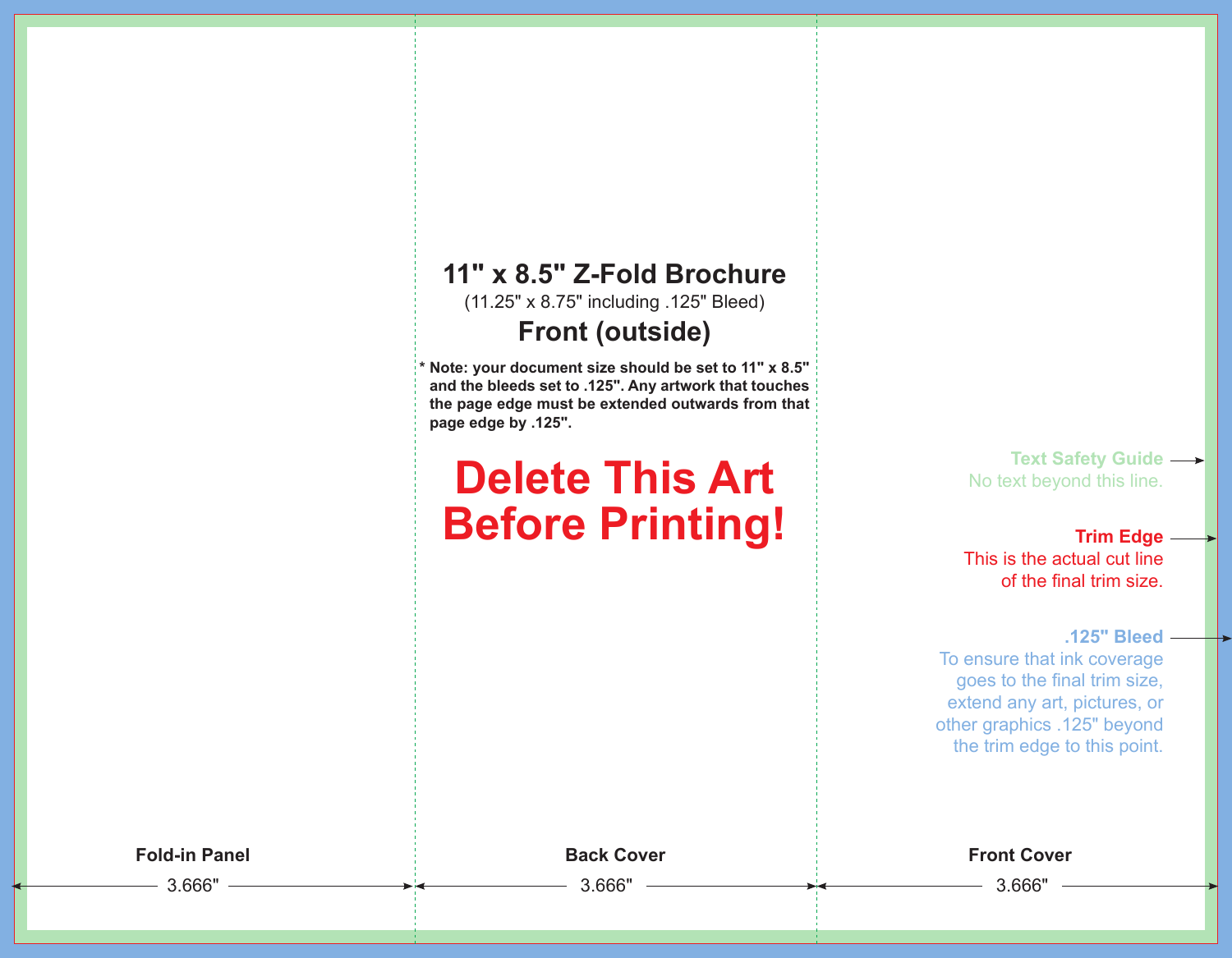# 11" x 8.5" Z-Fold Brochure

(11.25" x 8.75" including .125" Bleed)

## Front (outside)

**\* Note: your document size should be set to 11" x 8.5" and the bleeds set to .125". Any artwork that touches the page edge must be extended outwards from that page edge by .125".**

# Delete This Art Before Printing!

**Text Safety Guide**
No text beyond this line.

**Trim Edge**
This is the actual cut line of the final trim size.

**.125" Bleed**
To ensure that ink coverage goes to the final trim size, extend any art, pictures, or other graphics .125" beyond the trim edge to this point.

| Fold-in Panel | Back Cover | Front Cover |
| --- | --- | --- |
| 3.666" | 3.666" | 3.666" |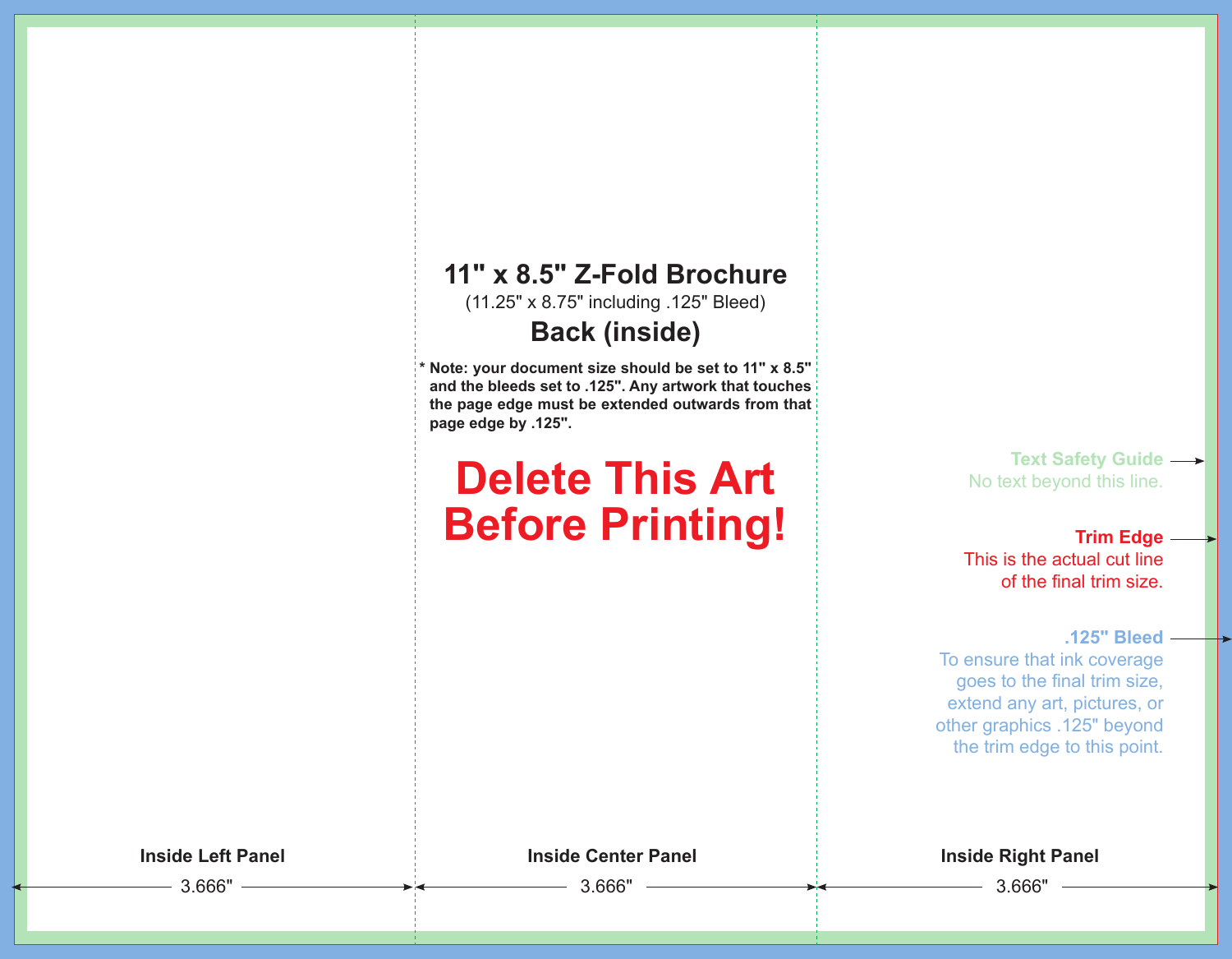# 11" x 8.5" Z-Fold Brochure

(11.25" x 8.75" including .125" Bleed)

## Back (inside)

**\* Note: your document size should be set to 11" x 8.5" and the bleeds set to .125". Any artwork that touches the page edge must be extended outwards from that page edge by .125".**

# Delete This Art Before Printing!

**Text Safety Guide**
No text beyond this line.

**Trim Edge**
This is the actual cut line of the final trim size.

**.125" Bleed**
To ensure that ink coverage goes to the final trim size, extend any art, pictures, or other graphics .125" beyond the trim edge to this point.

**Inside Left Panel**
3.666"

**Inside Center Panel**
3.666"

**Inside Right Panel**
3.666"